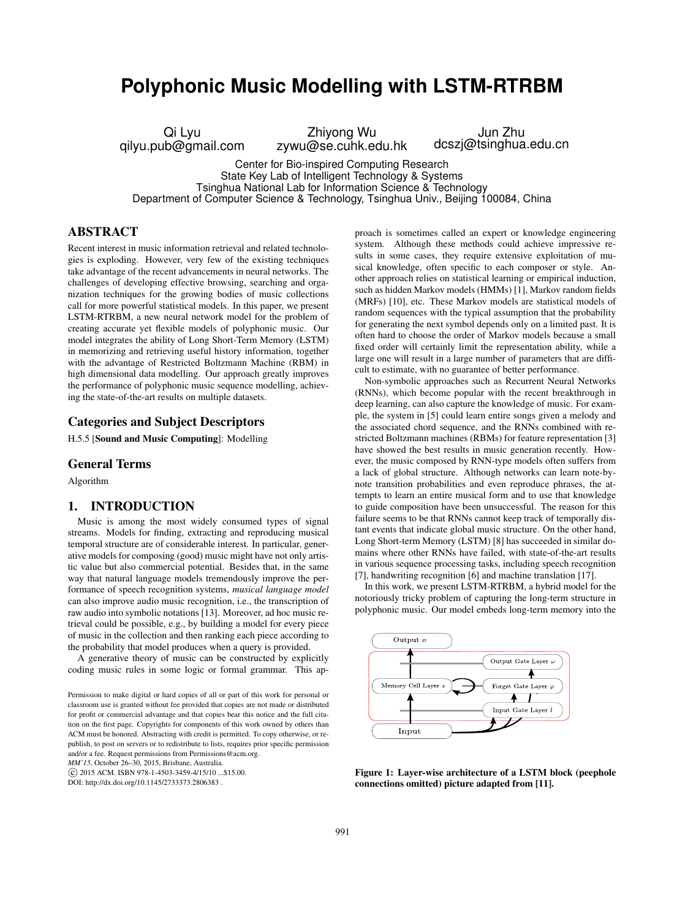# Polyphonic Music Modelling with LSTM-RTRBM

Qi Lyu
qilyu.pub@gmail.com

Zhiyong Wu
zywu@se.cuhk.edu.hk

Jun Zhu
dcszj@tsinghua.edu.cn

Center for Bio-inspired Computing Research
State Key Lab of Intelligent Technology & Systems
Tsinghua National Lab for Information Science & Technology
Department of Computer Science & Technology, Tsinghua Univ., Beijing 100084, China

## ABSTRACT

Recent interest in music information retrieval and related technologies is exploding. However, very few of the existing techniques take advantage of the recent advancements in neural networks. The challenges of developing effective browsing, searching and organization techniques for the growing bodies of music collections call for more powerful statistical models. In this paper, we present LSTM-RTRBM, a new neural network model for the problem of creating accurate yet flexible models of polyphonic music. Our model integrates the ability of Long Short-Term Memory (LSTM) in memorizing and retrieving useful history information, together with the advantage of Restricted Boltzmann Machine (RBM) in high dimensional data modelling. Our approach greatly improves the performance of polyphonic music sequence modelling, achieving the state-of-the-art results on multiple datasets.

## Categories and Subject Descriptors

H.5.5 [**Sound and Music Computing**]: Modelling

## General Terms

Algorithm

## 1. INTRODUCTION

Music is among the most widely consumed types of signal streams. Models for finding, extracting and reproducing musical temporal structure are of considerable interest. In particular, generative models for composing (good) music might have not only artistic value but also commercial potential. Besides that, in the same way that natural language models tremendously improve the performance of speech recognition systems, *musical language model* can also improve audio music recognition, i.e., the transcription of raw audio into symbolic notations [13]. Moreover, ad hoc music retrieval could be possible, e.g., by building a model for every piece of music in the collection and then ranking each piece according to the probability that model produces when a query is provided.

A generative theory of music can be constructed by explicitly coding music rules in some logic or formal grammar. This approach is sometimes called an expert or knowledge engineering system. Although these methods could achieve impressive results in some cases, they require extensive exploitation of musical knowledge, often specific to each composer or style. Another approach relies on statistical learning or empirical induction, such as hidden Markov models (HMMs) [1], Markov random fields (MRFs) [10], etc. These Markov models are statistical models of random sequences with the typical assumption that the probability for generating the next symbol depends only on a limited past. It is often hard to choose the order of Markov models because a small fixed order will certainly limit the representation ability, while a large one will result in a large number of parameters that are difficult to estimate, with no guarantee of better performance.

Non-symbolic approaches such as Recurrent Neural Networks (RNNs), which become popular with the recent breakthrough in deep learning, can also capture the knowledge of music. For example, the system in [5] could learn entire songs given a melody and the associated chord sequence, and the RNNs combined with restricted Boltzmann machines (RBMs) for feature representation [3] have showed the best results in music generation recently. However, the music composed by RNN-type models often suffers from a lack of global structure. Although networks can learn note-by-note transition probabilities and even reproduce phrases, the attempts to learn an entire musical form and to use that knowledge to guide composition have been unsuccessful. The reason for this failure seems to be that RNNs cannot keep track of temporally distant events that indicate global music structure. On the other hand, Long Short-term Memory (LSTM) [8] has succeeded in similar domains where other RNNs have failed, with state-of-the-art results in various sequence processing tasks, including speech recognition [7], handwriting recognition [6] and machine translation [17].

In this work, we present LSTM-RTRBM, a hybrid model for the notoriously tricky problem of capturing the long-term structure in polyphonic music. Our model embeds long-term memory into the

Output $o$

Output Gate Layer $\omega$

Memory Cell Layer $s$

Forget Gate Layer $\varphi$

Input Gate Layer $l$

Input

**Figure 1: Layer-wise architecture of a LSTM block (peephole connections omitted) picture adapted from [11].**

Permission to make digital or hard copies of all or part of this work for personal or classroom use is granted without fee provided that copies are not made or distributed for profit or commercial advantage and that copies bear this notice and the full citation on the first page. Copyrights for components of this work owned by others than ACM must be honored. Abstracting with credit is permitted. To copy otherwise, or republish, to post on servers or to redistribute to lists, requires prior specific permission and/or a fee. Request permissions from Permissions@acm.org.
*MM'15,* October 26–30, 2015, Brisbane, Australia.
© 2015 ACM. ISBN 978-1-4503-3459-4/15/10 ...$15.00.
DOI: http://dx.doi.org/10.1145/2733373.2806383 .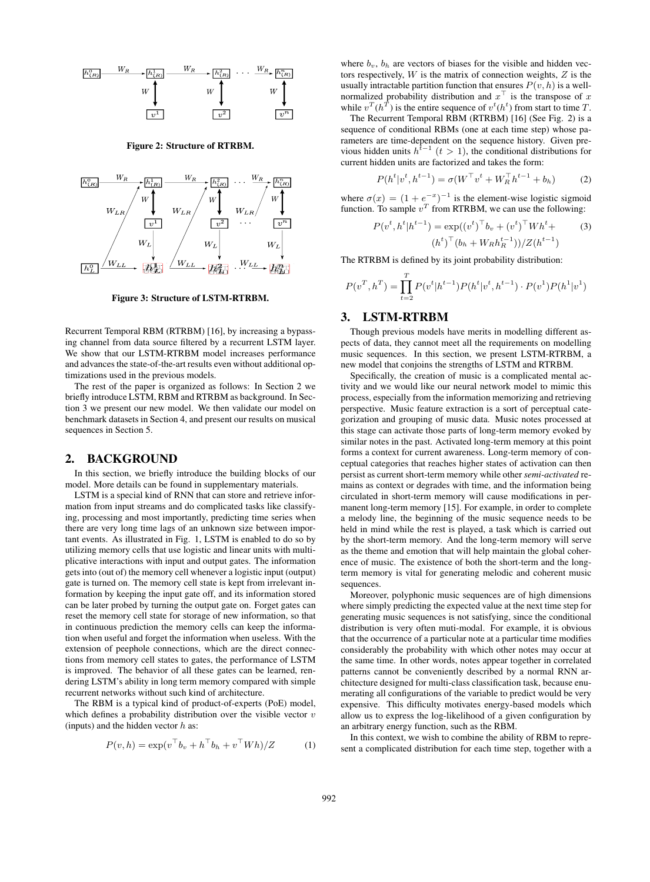Figure 2: Structure of RTRBM.

Figure 3: Structure of LSTM-RTRBM.

Recurrent Temporal RBM (RTRBM) [16], by increasing a bypassing channel from data source filtered by a recurrent LSTM layer. We show that our LSTM-RTRBM model increases performance and advances the state-of-the-art results even without additional optimizations used in the previous models.

The rest of the paper is organized as follows: In Section 2 we briefly introduce LSTM, RBM and RTRBM as background. In Section 3 we present our new model. We then validate our model on benchmark datasets in Section 4, and present our results on musical sequences in Section 5.

## 2. BACKGROUND

In this section, we briefly introduce the building blocks of our model. More details can be found in supplementary materials.

LSTM is a special kind of RNN that can store and retrieve information from input streams and do complicated tasks like classifying, processing and most importantly, predicting time series when there are very long time lags of an unknown size between important events. As illustrated in Fig. 1, LSTM is enabled to do so by utilizing memory cells that use logistic and linear units with multiplicative interactions with input and output gates. The information gets into (out of) the memory cell whenever a logistic input (output) gate is turned on. The memory cell state is kept from irrelevant information by keeping the input gate off, and its information stored can be later probed by turning the output gate on. Forget gates can reset the memory cell state for storage of new information, so that in continuous prediction the memory cells can keep the information when useful and forget the information when useless. With the extension of peephole connections, which are the direct connections from memory cell states to gates, the performance of LSTM is improved. The behavior of all these gates can be learned, rendering LSTM's ability in long term memory compared with simple recurrent networks without such kind of architecture.

The RBM is a typical kind of product-of-experts (PoE) model, which defines a probability distribution over the visible vector $v$ (inputs) and the hidden vector $h$ as:

$$P(v, h) = \exp(v^\top b_v + h^\top b_h + v^\top Wh)/Z \tag{1}$$

where $b_v$, $b_h$ are vectors of biases for the visible and hidden vectors respectively, $W$ is the matrix of connection weights, $Z$ is the usually intractable partition function that ensures $P(v, h)$ is a well-normalized probability distribution and $x^\top$ is the transpose of $x$ while $v^T(h^T)$ is the entire sequence of $v^t(h^t)$ from start to time $T$.

The Recurrent Temporal RBM (RTRBM) [16] (See Fig. 2) is a sequence of conditional RBMs (one at each time step) whose parameters are time-dependent on the sequence history. Given previous hidden units $h^{t-1}$ $(t > 1)$, the conditional distributions for current hidden units are factorized and takes the form:

$$P(h^t|v^t, h^{t-1}) = \sigma(W^\top v^t + W_R^\top h^{t-1} + b_h) \tag{2}$$

where $\sigma(x) = (1 + e^{-x})^{-1}$ is the element-wise logistic sigmoid function. To sample $v^T$ from RTRBM, we can use the following:

$$P(v^t, h^t|h^{t-1}) = \exp((v^t)^\top b_v + (v^t)^\top Wh^t + (h^t)^\top(b_h + W_R h_R^{t-1}))/Z(h^{t-1}) \tag{3}$$

The RTRBM is defined by its joint probability distribution:

$$P(v^T, h^T) = \prod_{t=2}^{T} P(v^t|h^{t-1})P(h^t|v^t, h^{t-1}) \cdot P(v^1)P(h^1|v^1)$$

## 3. LSTM-RTRBM

Though previous models have merits in modelling different aspects of data, they cannot meet all the requirements on modelling music sequences. In this section, we present LSTM-RTRBM, a new model that conjoins the strengths of LSTM and RTRBM.

Specifically, the creation of music is a complicated mental activity and we would like our neural network model to mimic this process, especially from the information memorizing and retrieving perspective. Music feature extraction is a sort of perceptual categorization and grouping of music data. Music notes processed at this stage can activate those parts of long-term memory evoked by similar notes in the past. Activated long-term memory at this point forms a context for current awareness. Long-term memory of conceptual categories that reaches higher states of activation can then persist as current short-term memory while other *semi-activated* remains as context or degrades with time, and the information being circulated in short-term memory will cause modifications in permanent long-term memory [15]. For example, in order to complete a melody line, the beginning of the music sequence needs to be held in mind while the rest is played, a task which is carried out by the short-term memory. And the long-term memory will serve as the theme and emotion that will help maintain the global coherence of music. The existence of both the short-term and the long-term memory is vital for generating melodic and coherent music sequences.

Moreover, polyphonic music sequences are of high dimensions where simply predicting the expected value at the next time step for generating music sequences is not satisfying, since the conditional distribution is very often muti-modal. For example, it is obvious that the occurrence of a particular note at a particular time modifies considerably the probability with which other notes may occur at the same time. In other words, notes appear together in correlated patterns cannot be conveniently described by a normal RNN architecture designed for multi-class classification task, because enumerating all configurations of the variable to predict would be very expensive. This difficulty motivates energy-based models which allow us to express the log-likelihood of a given configuration by an arbitrary energy function, such as the RBM.

In this context, we wish to combine the ability of RBM to represent a complicated distribution for each time step, together with a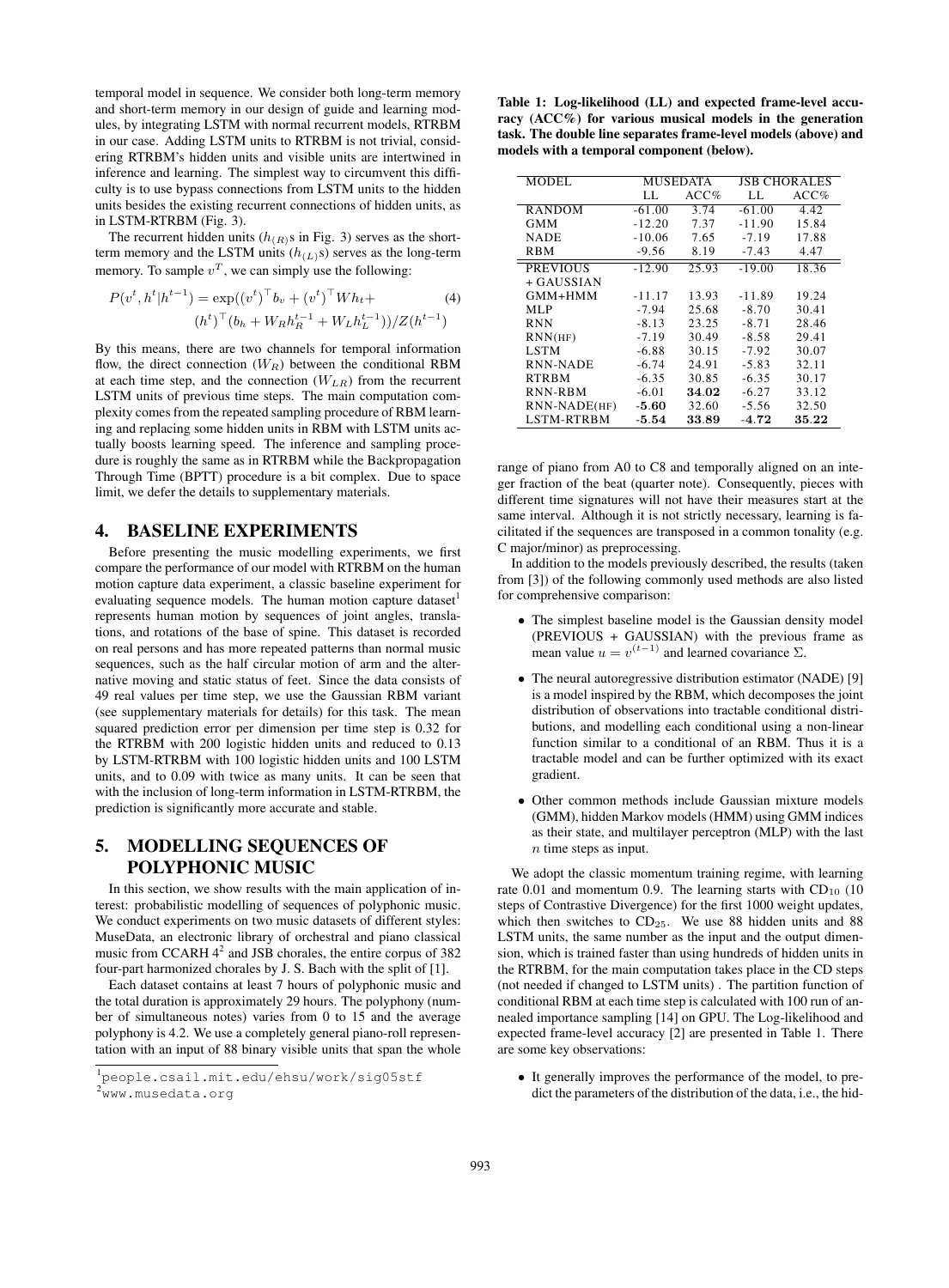temporal model in sequence. We consider both long-term memory and short-term memory in our design of guide and learning modules, by integrating LSTM with normal recurrent models, RTRBM in our case. Adding LSTM units to RTRBM is not trivial, considering RTRBM's hidden units and visible units are intertwined in inference and learning. The simplest way to circumvent this difficulty is to use bypass connections from LSTM units to the hidden units besides the existing recurrent connections of hidden units, as in LSTM-RTRBM (Fig. 3).

The recurrent hidden units ($h_{(R)}$s in Fig. 3) serves as the short-term memory and the LSTM units ($h_{(L)}$s) serves as the long-term memory. To sample $v^T$, we can simply use the following:

$$P(v^t, h^t | h^{t-1}) = \exp((v^t)^\top b_v + (v^t)^\top W h_t + (h^t)^\top (b_h + W_R h_R^{t-1} + W_L h_L^{t-1}))/Z(h^{t-1}) \quad (4)$$

By this means, there are two channels for temporal information flow, the direct connection ($W_R$) between the conditional RBM at each time step, and the connection ($W_{LR}$) from the recurrent LSTM units of previous time steps. The main computation complexity comes from the repeated sampling procedure of RBM learning and replacing some hidden units in RBM with LSTM units actually boosts learning speed. The inference and sampling procedure is roughly the same as in RTRBM while the Backpropagation Through Time (BPTT) procedure is a bit complex. Due to space limit, we defer the details to supplementary materials.

## 4. BASELINE EXPERIMENTS

Before presenting the music modelling experiments, we first compare the performance of our model with RTRBM on the human motion capture data experiment, a classic baseline experiment for evaluating sequence models. The human motion capture dataset[1] represents human motion by sequences of joint angles, translations, and rotations of the base of spine. This dataset is recorded on real persons and has more repeated patterns than normal music sequences, such as the half circular motion of arm and the alternative moving and static status of feet. Since the data consists of 49 real values per time step, we use the Gaussian RBM variant (see supplementary materials for details) for this task. The mean squared prediction error per dimension per time step is 0.32 for the RTRBM with 200 logistic hidden units and reduced to 0.13 by LSTM-RTRBM with 100 logistic hidden units and 100 LSTM units, and to 0.09 with twice as many units. It can be seen that with the inclusion of long-term information in LSTM-RTRBM, the prediction is significantly more accurate and stable.

## 5. MODELLING SEQUENCES OF POLYPHONIC MUSIC

In this section, we show results with the main application of interest: probabilistic modelling of sequences of polyphonic music. We conduct experiments on two music datasets of different styles: MuseData, an electronic library of orchestral and piano classical music from CCARH 4[2] and JSB chorales, the entire corpus of 382 four-part harmonized chorales by J. S. Bach with the split of [1].

Each dataset contains at least 7 hours of polyphonic music and the total duration is approximately 29 hours. The polyphony (number of simultaneous notes) varies from 0 to 15 and the average polyphony is 4.2. We use a completely general piano-roll representation with an input of 88 binary visible units that span the whole range of piano from A0 to C8 and temporally aligned on an integer fraction of the beat (quarter note). Consequently, pieces with different time signatures will not have their measures start at the same interval. Although it is not strictly necessary, learning is facilitated if the sequences are transposed in a common tonality (e.g. C major/minor) as preprocessing.

[1] people.csail.mit.edu/ehsu/work/sig05stf

[2] www.musedata.org

**Table 1: Log-likelihood (LL) and expected frame-level accuracy (ACC%) for various musical models in the generation task. The double line separates frame-level models (above) and models with a temporal component (below).**

| MODEL | MUSEDATA | | JSB CHORALES | |
|---|---|---|---|---|
| | LL | ACC% | LL | ACC% |
| RANDOM | -61.00 | 3.74 | -61.00 | 4.42 |
| GMM | -12.20 | 7.37 | -11.90 | 15.84 |
| NADE | -10.06 | 7.65 | -7.19 | 17.88 |
| RBM | -9.56 | 8.19 | -7.43 | 4.47 |
| PREVIOUS + GAUSSIAN | -12.90 | 25.93 | -19.00 | 18.36 |
| GMM+HMM | -11.17 | 13.93 | -11.89 | 19.24 |
| MLP | -7.94 | 25.68 | -8.70 | 30.41 |
| RNN | -8.13 | 23.25 | -8.71 | 28.46 |
| RNN(HF) | -7.19 | 30.49 | -8.58 | 29.41 |
| LSTM | -6.88 | 30.15 | -7.92 | 30.07 |
| RNN-NADE | -6.74 | 24.91 | -5.83 | 32.11 |
| RTRBM | -6.35 | 30.85 | -6.35 | 30.17 |
| RNN-RBM | -6.01 | **34.02** | -6.27 | 33.12 |
| RNN-NADE(HF) | **-5.60** | 32.60 | -5.56 | 32.50 |
| LSTM-RTRBM | **-5.54** | **33.89** | **-4.72** | **35.22** |

In addition to the models previously described, the results (taken from [3]) of the following commonly used methods are also listed for comprehensive comparison:

- The simplest baseline model is the Gaussian density model (PREVIOUS + GAUSSIAN) with the previous frame as mean value $u = v^{(t-1)}$ and learned covariance $\Sigma$.
- The neural autoregressive distribution estimator (NADE) [9] is a model inspired by the RBM, which decomposes the joint distribution of observations into tractable conditional distributions, and modelling each conditional using a non-linear function similar to a conditional of an RBM. Thus it is a tractable model and can be further optimized with its exact gradient.
- Other common methods include Gaussian mixture models (GMM), hidden Markov models (HMM) using GMM indices as their state, and multilayer perceptron (MLP) with the last $n$ time steps as input.

We adopt the classic momentum training regime, with learning rate 0.01 and momentum 0.9. The learning starts with $CD_{10}$ (10 steps of Contrastive Divergence) for the first 1000 weight updates, which then switches to $CD_{25}$. We use 88 hidden units and 88 LSTM units, the same number as the input and the output dimension, which is trained faster than using hundreds of hidden units in the RTRBM, for the main computation takes place in the CD steps (not needed if changed to LSTM units) . The partition function of conditional RBM at each time step is calculated with 100 run of annealed importance sampling [14] on GPU. The Log-likelihood and expected frame-level accuracy [2] are presented in Table 1. There are some key observations:

- It generally improves the performance of the model, to predict the parameters of the distribution of the data, i.e., the hid-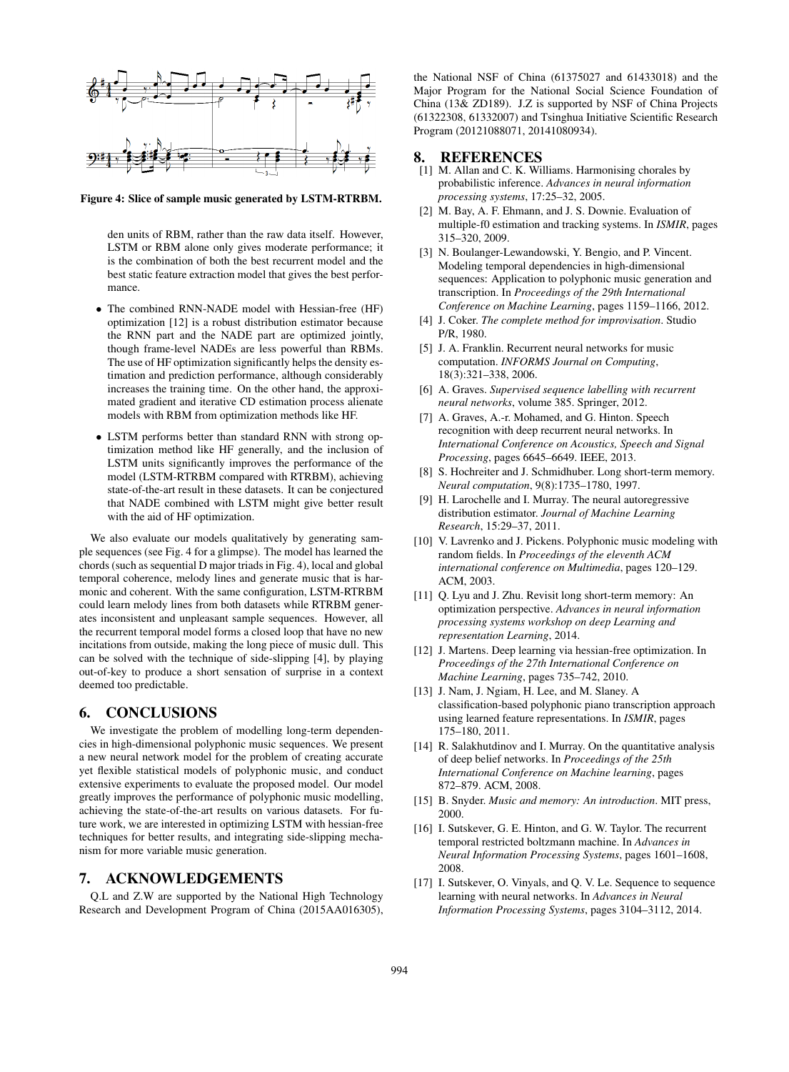Figure 4: Slice of sample music generated by LSTM-RTRBM.

den units of RBM, rather than the raw data itself. However, LSTM or RBM alone only gives moderate performance; it is the combination of both the best recurrent model and the best static feature extraction model that gives the best performance.

- The combined RNN-NADE model with Hessian-free (HF) optimization [12] is a robust distribution estimator because the RNN part and the NADE part are optimized jointly, though frame-level NADEs are less powerful than RBMs. The use of HF optimization significantly helps the density estimation and prediction performance, although considerably increases the training time. On the other hand, the approximated gradient and iterative CD estimation process alienate models with RBM from optimization methods like HF.
- LSTM performs better than standard RNN with strong optimization method like HF generally, and the inclusion of LSTM units significantly improves the performance of the model (LSTM-RTRBM compared with RTRBM), achieving state-of-the-art result in these datasets. It can be conjectured that NADE combined with LSTM might give better result with the aid of HF optimization.

We also evaluate our models qualitatively by generating sample sequences (see Fig. 4 for a glimpse). The model has learned the chords (such as sequential D major triads in Fig. 4), local and global temporal coherence, melody lines and generate music that is harmonic and coherent. With the same configuration, LSTM-RTRBM could learn melody lines from both datasets while RTRBM generates inconsistent and unpleasant sample sequences. However, all the recurrent temporal model forms a closed loop that have no new incitations from outside, making the long piece of music dull. This can be solved with the technique of side-slipping [4], by playing out-of-key to produce a short sensation of surprise in a context deemed too predictable.

# 6. CONCLUSIONS

We investigate the problem of modelling long-term dependencies in high-dimensional polyphonic music sequences. We present a new neural network model for the problem of creating accurate yet flexible statistical models of polyphonic music, and conduct extensive experiments to evaluate the proposed model. Our model greatly improves the performance of polyphonic music modelling, achieving the state-of-the-art results on various datasets. For future work, we are interested in optimizing LSTM with hessian-free techniques for better results, and integrating side-slipping mechanism for more variable music generation.

# 7. ACKNOWLEDGEMENTS

Q.L and Z.W are supported by the National High Technology Research and Development Program of China (2015AA016305), the National NSF of China (61375027 and 61433018) and the Major Program for the National Social Science Foundation of China (13& ZD189). J.Z is supported by NSF of China Projects (61322308, 61332007) and Tsinghua Initiative Scientific Research Program (20121088071, 20141080934).

# 8. REFERENCES

[1] M. Allan and C. K. Williams. Harmonising chorales by probabilistic inference. *Advances in neural information processing systems*, 17:25–32, 2005.

[2] M. Bay, A. F. Ehmann, and J. S. Downie. Evaluation of multiple-f0 estimation and tracking systems. In *ISMIR*, pages 315–320, 2009.

[3] N. Boulanger-Lewandowski, Y. Bengio, and P. Vincent. Modeling temporal dependencies in high-dimensional sequences: Application to polyphonic music generation and transcription. In *Proceedings of the 29th International Conference on Machine Learning*, pages 1159–1166, 2012.

[4] J. Coker. *The complete method for improvisation*. Studio P/R, 1980.

[5] J. A. Franklin. Recurrent neural networks for music computation. *INFORMS Journal on Computing*, 18(3):321–338, 2006.

[6] A. Graves. *Supervised sequence labelling with recurrent neural networks*, volume 385. Springer, 2012.

[7] A. Graves, A.-r. Mohamed, and G. Hinton. Speech recognition with deep recurrent neural networks. In *International Conference on Acoustics, Speech and Signal Processing*, pages 6645–6649. IEEE, 2013.

[8] S. Hochreiter and J. Schmidhuber. Long short-term memory. *Neural computation*, 9(8):1735–1780, 1997.

[9] H. Larochelle and I. Murray. The neural autoregressive distribution estimator. *Journal of Machine Learning Research*, 15:29–37, 2011.

[10] V. Lavrenko and J. Pickens. Polyphonic music modeling with random fields. In *Proceedings of the eleventh ACM international conference on Multimedia*, pages 120–129. ACM, 2003.

[11] Q. Lyu and J. Zhu. Revisit long short-term memory: An optimization perspective. *Advances in neural information processing systems workshop on deep Learning and representation Learning*, 2014.

[12] J. Martens. Deep learning via hessian-free optimization. In *Proceedings of the 27th International Conference on Machine Learning*, pages 735–742, 2010.

[13] J. Nam, J. Ngiam, H. Lee, and M. Slaney. A classification-based polyphonic piano transcription approach using learned feature representations. In *ISMIR*, pages 175–180, 2011.

[14] R. Salakhutdinov and I. Murray. On the quantitative analysis of deep belief networks. In *Proceedings of the 25th International Conference on Machine learning*, pages 872–879. ACM, 2008.

[15] B. Snyder. *Music and memory: An introduction*. MIT press, 2000.

[16] I. Sutskever, G. E. Hinton, and G. W. Taylor. The recurrent temporal restricted boltzmann machine. In *Advances in Neural Information Processing Systems*, pages 1601–1608, 2008.

[17] I. Sutskever, O. Vinyals, and Q. V. Le. Sequence to sequence learning with neural networks. In *Advances in Neural Information Processing Systems*, pages 3104–3112, 2014.